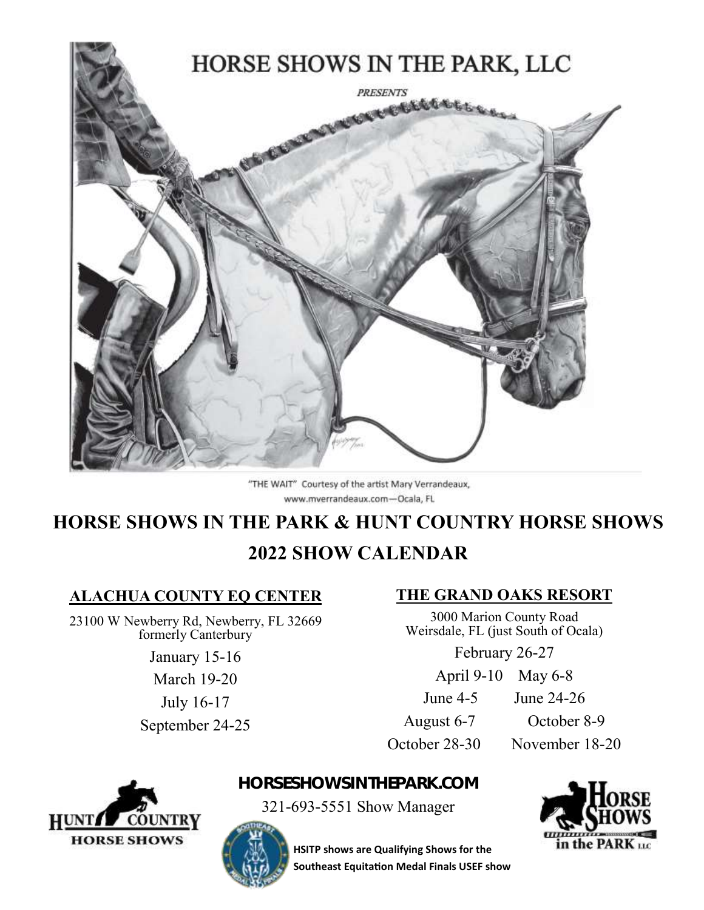# HORSE SHOWS IN THE PARK, LLC

*PRESENTS*

"THE WAIT" Courtesy of the artist Mary Verrandeaux, www.mverrandeaux.com—Ocala, FL

## HORSE SHOWS IN THE PARK & HUNT COUNTRY HORSE SHOWS

## 2022 SHOW CALENDAR

### ALACHUA COUNTY EQ CENTER

23100 W Newberry Rd, Newberry, FL 32669
formerly Canterbury

January 15-16
March 19-20
July 16-17
September 24-25

### THE GRAND OAKS RESORT

3000 Marion County Road
Weirsdale, FL (just South of Ocala)

February 26-27
April 9-10 May 6-8
June 4-5 June 24-26
August 6-7 October 8-9
October 28-30 November 18-20

HUNT COUNTRY HORSE SHOWS

**HORSESHOWSINTHEPARK.COM**

321-693-5551 Show Manager

**HSITP shows are Qualifying Shows for the Southeast Equitation Medal Finals USEF show**

HORSE SHOWS in the PARK LLC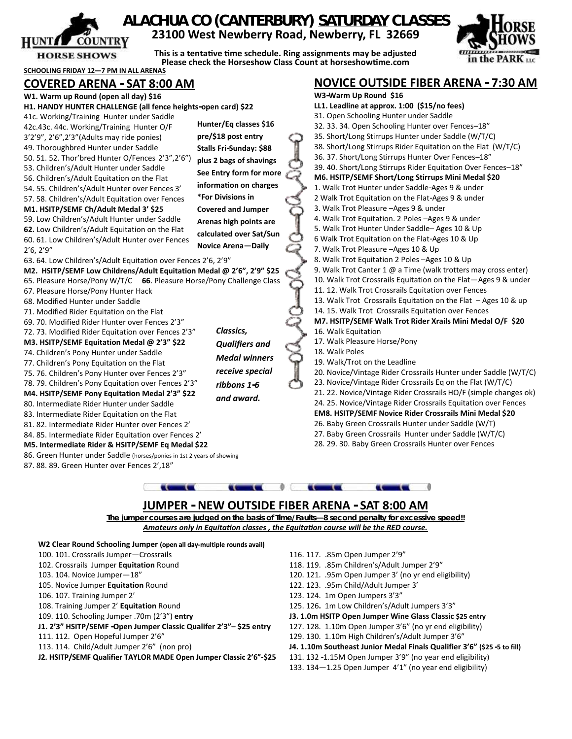# ALACHUA CO (CANTERBURY) SATURDAY CLASSES

**23100 West Newberry Road, Newberry, FL 32669**

**This is a tentative time schedule. Ring assignments may be adjusted**
**Please check the Horseshow Class Count at horseshowtime.com**

**SCHOOLING FRIDAY 12—7 PM IN ALL ARENAS**

## COVERED ARENA - SAT 8:00 AM

**W1. Warm up Round (open all day) $16**
**H1. HANDY HUNTER CHALLENGE (all fence heights-open card) $22**
41c. Working/Training Hunter under Saddle
42c.43c. 44c. Working/Training Hunter O/F 3'2'9", 2'6",2'3"(Adults may ride ponies)
49. Thoroughbred Hunter under Saddle
50. 51. 52. Thor'bred Hunter O/Fences 2'3",2'6")
53. Children's/Adult Hunter under Saddle
56. Children's/Adult Equitation on the Flat
54. 55. Children's/Adult Hunter over Fences 3'
57. 58. Children's/Adult Equitation over Fences
**M1. HSITP/SEMF Ch/Adult Medal 3' $25**
59. Low Children's/Adult Hunter under Saddle
**62.** Low Children's/Adult Equitation on the Flat
60. 61. Low Children's/Adult Hunter over Fences 2'6, 2'9"
63. 64. Low Children's/Adult Equitation over Fences 2'6, 2'9"
**M2. HSITP/SEMF Low Childrens/Adult Equitation Medal @ 2'6", 2'9" $25**
65. Pleasure Horse/Pony W/T/C **66**. Pleasure Horse/Pony Challenge Class
67. Pleasure Horse/Pony Hunter Hack
68. Modified Hunter under Saddle
71. Modified Rider Equitation on the Flat
69. 70. Modified Rider Hunter over Fences 2'3"
72. 73. Modified Rider Equitation over Fences 2'3"
**M3. HSITP/SEMF Equitation Medal @ 2'3" $22**
74. Children's Pony Hunter under Saddle
77. Children's Pony Equitation on the Flat
75. 76. Children's Pony Hunter over Fences 2'3"
78. 79. Children's Pony Equitation over Fences 2'3"
**M4. HSITP/SEMF Pony Equitation Medal 2'3" $22**
80. Intermediate Rider Hunter under Saddle
83. Intermediate Rider Equitation on the Flat
81. 82. Intermediate Rider Hunter over Fences 2'
84. 85. Intermediate Rider Equitation over Fences 2'
**M5. Intermediate Rider & HSITP/SEMF Eq Medal $22**
86. Green Hunter under Saddle (horses/ponies in 1st 2 years of showing
87. 88. 89. Green Hunter over Fences 2',18"

**Hunter/Eq classes $16 pre/$18 post entry**
**Stalls Fri-Sunday: $88 plus 2 bags of shavings**
**See Entry form for more information on charges**
**\*For Divisions in Covered and Jumper Arenas high points are calculated over Sat/Sun**
**Novice Arena—Daily**

***Classics, Qualifiers and Medal winners receive special ribbons 1-6 and award.***

## NOVICE OUTSIDE FIBER ARENA - 7:30 AM

**W3-Warm Up Round $16**
**LL1. Leadline at approx. 1:00 ($15/no fees)**
31. Open Schooling Hunter under Saddle
32. 33. 34. Open Schooling Hunter over Fences–18"
35. Short/Long Stirrups Hunter under Saddle (W/T/C)
38. Short/Long Stirrups Rider Equitation on the Flat (W/T/C)
36. 37. Short/Long Stirrups Hunter Over Fences–18"
39. 40. Short/Long Stirrups Rider Equitation Over Fences–18"
**M6. HSITP/SEMF Short/Long Stirrups Mini Medal $20**
1. Walk Trot Hunter under Saddle-Ages 9 & under
2 Walk Trot Equitation on the Flat-Ages 9 & under
3. Walk Trot Pleasure –Ages 9 & under
4. Walk Trot Equitation. 2 Poles –Ages 9 & under
5. Walk Trot Hunter Under Saddle– Ages 10 & Up
6 Walk Trot Equitation on the Flat-Ages 10 & Up
7. Walk Trot Pleasure –Ages 10 & Up
8. Walk Trot Equitation 2 Poles –Ages 10 & Up
9. Walk Trot Canter 1 @ a Time (walk trotters may cross enter)
10. Walk Trot Crossrails Equitation on the Flat—Ages 9 & under
11. 12. Walk Trot Crossrails Equitation over Fences
13. Walk Trot Crossrails Equitation on the Flat – Ages 10 & up
14. 15. Walk Trot Crossrails Equitation over Fences
**M7. HSITP/SEMF Walk Trot Rider Xrails Mini Medal O/F $20**
16. Walk Equitation
17. Walk Pleasure Horse/Pony
18. Walk Poles
19. Walk/Trot on the Leadline
20. Novice/Vintage Rider Crossrails Hunter under Saddle (W/T/C)
23. Novice/Vintage Rider Crossrails Eq on the Flat (W/T/C)
21. 22. Novice/Vintage Rider Crossrails HO/F (simple changes ok)
24. 25. Novice/Vintage Rider Crossrails Equitation over Fences
**EM8. HSITP/SEMF Novice Rider Crossrails Mini Medal $20**
26. Baby Green Crossrails Hunter under Saddle (W/T)
27. Baby Green Crossrails Hunter under Saddle (W/T/C)
28. 29. 30. Baby Green Crossrails Hunter over Fences

## JUMPER - NEW OUTSIDE FIBER ARENA - SAT 8:00 AM

**The jumper courses are judged on the basis of Time/Faults—8 second penalty for excessive speed!!**
***Amateurs only in Equitation classes , the Equitation course will be the RED course.***

**W2 Clear Round Schooling Jumper (open all day-multiple rounds avail)**
100. 101. Crossrails Jumper—Crossrails
102. Crossrails Jumper **Equitation** Round
103. 104. Novice Jumper—18"
105. Novice Jumper **Equitation** Round
106. 107. Training Jumper 2'
108. Training Jumper 2' **Equitation** Round
109. 110. Schooling Jumper .70m (2'3") **entry**
**J1. 2'3" HSITP/SEMF -Open Jumper Classic Qualifer 2'3"– $25 entry**
111. 112. Open Hopeful Jumper 2'6"
113. 114. Child/Adult Jumper 2'6" (non pro)
**J2. HSITP/SEMF Qualifier TAYLOR MADE Open Jumper Classic 2'6"-$25**
116. 117. .85m Open Jumper 2'9"
118. 119. .85m Children's/Adult Jumper 2'9"
120. 121. .95m Open Jumper 3' (no yr end eligibility)
122. 123. .95m Child/Adult Jumper 3'
123. 124. 1m Open Jumpers 3'3"
125. 126**.** 1m Low Children's/Adult Jumpers 3'3"
**J3. 1.0m HSITP Open Jumper Wine Glass Classic $25 entry**
127. 128. 1.10m Open Jumper 3'6" (no yr end eligibility)
129. 130. 1.10m High Children's/Adult Jumper 3'6"
**J4. 1.10m Southeast Junior Medal Finals Qualifier 3'6" ($25 -5 to fill)**
131. 132 -1.15M Open Jumper 3'9" (no year end eligibility)
133. 134—1.25 Open Jumper 4'1" (no year end eligibility)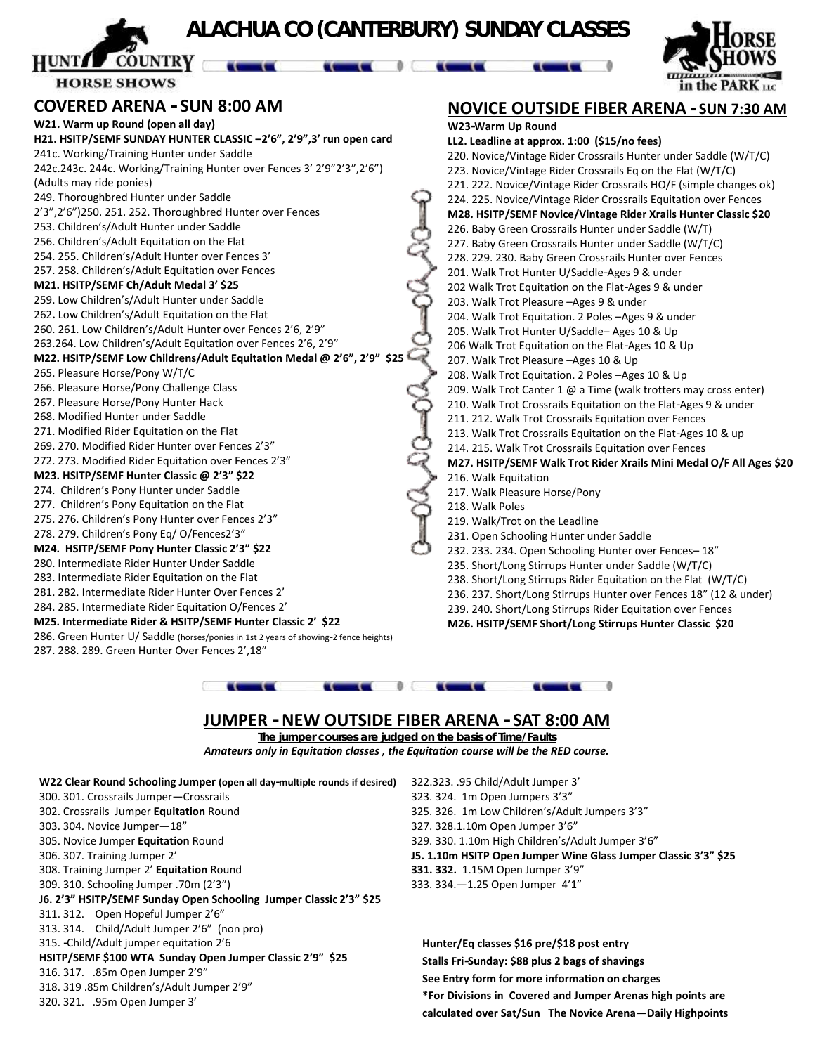# ALACHUA CO (CANTERBURY) SUNDAY CLASSES

## COVERED ARENA - SUN 8:00 AM

**W21. Warm up Round (open all day)**
**H21. HSITP/SEMF SUNDAY HUNTER CLASSIC –2'6", 2'9",3' run open card**
241c. Working/Training Hunter under Saddle
242c.243c. 244c. Working/Training Hunter over Fences 3' 2'9"2'3",2'6")
(Adults may ride ponies)
249. Thoroughbred Hunter under Saddle
2'3",2'6")250. 251. 252. Thoroughbred Hunter over Fences
253. Children's/Adult Hunter under Saddle
256. Children's/Adult Equitation on the Flat
254. 255. Children's/Adult Hunter over Fences 3'
257. 258. Children's/Adult Equitation over Fences
**M21. HSITP/SEMF Ch/Adult Medal 3' $25**
259. Low Children's/Adult Hunter under Saddle
262. Low Children's/Adult Equitation on the Flat
260. 261. Low Children's/Adult Hunter over Fences 2'6, 2'9"
263.264. Low Children's/Adult Equitation over Fences 2'6, 2'9"
**M22. HSITP/SEMF Low Childrens/Adult Equitation Medal @ 2'6", 2'9" $25**
265. Pleasure Horse/Pony W/T/C
266. Pleasure Horse/Pony Challenge Class
267. Pleasure Horse/Pony Hunter Hack
268. Modified Hunter under Saddle
271. Modified Rider Equitation on the Flat
269. 270. Modified Rider Hunter over Fences 2'3"
272. 273. Modified Rider Equitation over Fences 2'3"
**M23. HSITP/SEMF Hunter Classic @ 2'3" $22**
274. Children's Pony Hunter under Saddle
277. Children's Pony Equitation on the Flat
275. 276. Children's Pony Hunter over Fences 2'3"
278. 279. Children's Pony Eq/ O/Fences2'3"
**M24. HSITP/SEMF Pony Hunter Classic 2'3" $22**
280. Intermediate Rider Hunter Under Saddle
283. Intermediate Rider Equitation on the Flat
281. 282. Intermediate Rider Hunter Over Fences 2'
284. 285. Intermediate Rider Equitation O/Fences 2'
**M25. Intermediate Rider & HSITP/SEMF Hunter Classic 2' $22**
286. Green Hunter U/ Saddle (horses/ponies in 1st 2 years of showing-2 fence heights)
287. 288. 289. Green Hunter Over Fences 2',18"

## NOVICE OUTSIDE FIBER ARENA - SUN 7:30 AM

**W23-Warm Up Round**
**LL2. Leadline at approx. 1:00 ($15/no fees)**
220. Novice/Vintage Rider Crossrails Hunter under Saddle (W/T/C)
223. Novice/Vintage Rider Crossrails Eq on the Flat (W/T/C)
221. 222. Novice/Vintage Rider Crossrails HO/F (simple changes ok)
224. 225. Novice/Vintage Rider Crossrails Equitation over Fences
**M28. HSITP/SEMF Novice/Vintage Rider Xrails Hunter Classic $20**
226. Baby Green Crossrails Hunter under Saddle (W/T)
227. Baby Green Crossrails Hunter under Saddle (W/T/C)
228. 229. 230. Baby Green Crossrails Hunter over Fences
201. Walk Trot Hunter U/Saddle-Ages 9 & under
202 Walk Trot Equitation on the Flat-Ages 9 & under
203. Walk Trot Pleasure –Ages 9 & under
204. Walk Trot Equitation. 2 Poles –Ages 9 & under
205. Walk Trot Hunter U/Saddle– Ages 10 & Up
206 Walk Trot Equitation on the Flat-Ages 10 & Up
207. Walk Trot Pleasure –Ages 10 & Up
208. Walk Trot Equitation. 2 Poles –Ages 10 & Up
209. Walk Trot Canter 1 @ a Time (walk trotters may cross enter)
210. Walk Trot Crossrails Equitation on the Flat-Ages 9 & under
211. 212. Walk Trot Crossrails Equitation over Fences
213. Walk Trot Crossrails Equitation on the Flat-Ages 10 & up
214. 215. Walk Trot Crossrails Equitation over Fences
**M27. HSITP/SEMF Walk Trot Rider Xrails Mini Medal O/F All Ages $20**
216. Walk Equitation
217. Walk Pleasure Horse/Pony
218. Walk Poles
219. Walk/Trot on the Leadline
231. Open Schooling Hunter under Saddle
232. 233. 234. Open Schooling Hunter over Fences– 18"
235. Short/Long Stirrups Hunter under Saddle (W/T/C)
238. Short/Long Stirrups Rider Equitation on the Flat (W/T/C)
236. 237. Short/Long Stirrups Hunter over Fences 18" (12 & under)
239. 240. Short/Long Stirrups Rider Equitation over Fences
**M26. HSITP/SEMF Short/Long Stirrups Hunter Classic $20**

## JUMPER - NEW OUTSIDE FIBER ARENA - SAT 8:00 AM

**The jumper courses are judged on the basis of Time/Faults**
***Amateurs only in Equitation classes , the Equitation course will be the RED course.***

**W22 Clear Round Schooling Jumper (open all day-multiple rounds if desired)**
300. 301. Crossrails Jumper—Crossrails
302. Crossrails Jumper **Equitation** Round
303. 304. Novice Jumper—18"
305. Novice Jumper **Equitation** Round
306. 307. Training Jumper 2'
308. Training Jumper 2' **Equitation** Round
309. 310. Schooling Jumper .70m (2'3")
**J6. 2'3" HSITP/SEMF Sunday Open Schooling Jumper Classic 2'3" $25**
311. 312. Open Hopeful Jumper 2'6"
313. 314. Child/Adult Jumper 2'6" (non pro)
315. -Child/Adult jumper equitation 2'6
**HSITP/SEMF $100 WTA Sunday Open Jumper Classic 2'9" $25**
316. 317. .85m Open Jumper 2'9"
318. 319 .85m Children's/Adult Jumper 2'9"
320. 321. .95m Open Jumper 3'
322.323. .95 Child/Adult Jumper 3'
323. 324. 1m Open Jumpers 3'3"
325. 326. 1m Low Children's/Adult Jumpers 3'3"
327. 328.1.10m Open Jumper 3'6"
329. 330. 1.10m High Children's/Adult Jumper 3'6"
**J5. 1.10m HSITP Open Jumper Wine Glass Jumper Classic 3'3" $25**
**331. 332.** 1.15M Open Jumper 3'9"
333. 334.—1.25 Open Jumper 4'1"

**Hunter/Eq classes $16 pre/$18 post entry**
**Stalls Fri-Sunday: $88 plus 2 bags of shavings**
**See Entry form for more information on charges**
**\*For Divisions in Covered and Jumper Arenas high points are calculated over Sat/Sun The Novice Arena—Daily Highpoints**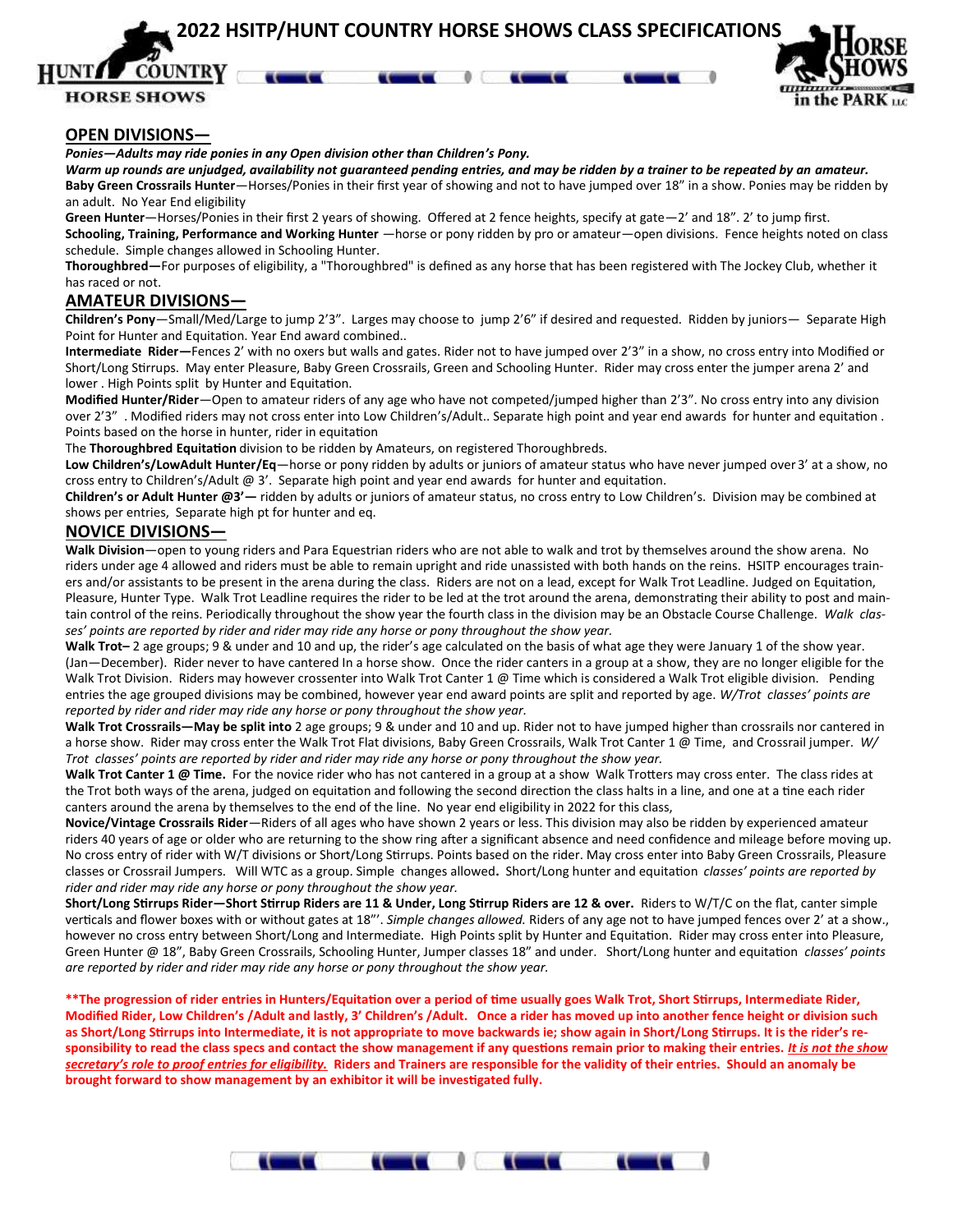# 2022 HSITP/HUNT COUNTRY HORSE SHOWS CLASS SPECIFICATIONS

## OPEN DIVISIONS—

***Ponies—Adults may ride ponies in any Open division other than Children's Pony.***

***Warm up rounds are unjudged, availability not guaranteed pending entries, and may be ridden by a trainer to be repeated by an amateur.***

**Baby Green Crossrails Hunter**—Horses/Ponies in their first year of showing and not to have jumped over 18" in a show. Ponies may be ridden by an adult. No Year End eligibility

**Green Hunter**—Horses/Ponies in their first 2 years of showing. Offered at 2 fence heights, specify at gate—2' and 18". 2' to jump first.

**Schooling, Training, Performance and Working Hunter** —horse or pony ridden by pro or amateur—open divisions. Fence heights noted on class schedule. Simple changes allowed in Schooling Hunter.

**Thoroughbred—**For purposes of eligibility, a "Thoroughbred" is defined as any horse that has been registered with The Jockey Club, whether it has raced or not.

## AMATEUR DIVISIONS—

**Children's Pony**—Small/Med/Large to jump 2'3". Larges may choose to jump 2'6" if desired and requested. Ridden by juniors— Separate High Point for Hunter and Equitation. Year End award combined..

**Intermediate Rider—**Fences 2' with no oxers but walls and gates. Rider not to have jumped over 2'3" in a show, no cross entry into Modified or Short/Long Stirrups. May enter Pleasure, Baby Green Crossrails, Green and Schooling Hunter. Rider may cross enter the jumper arena 2' and lower . High Points split by Hunter and Equitation.

**Modified Hunter/Rider**—Open to amateur riders of any age who have not competed/jumped higher than 2'3". No cross entry into any division over 2'3" . Modified riders may not cross enter into Low Children's/Adult.. Separate high point and year end awards for hunter and equitation . Points based on the horse in hunter, rider in equitation

The **Thoroughbred Equitation** division to be ridden by Amateurs, on registered Thoroughbreds.

**Low Children's/LowAdult Hunter/Eq**—horse or pony ridden by adults or juniors of amateur status who have never jumped over 3' at a show, no cross entry to Children's/Adult @ 3'. Separate high point and year end awards for hunter and equitation.

**Children's or Adult Hunter @3'—** ridden by adults or juniors of amateur status, no cross entry to Low Children's. Division may be combined at shows per entries, Separate high pt for hunter and eq.

## NOVICE DIVISIONS—

**Walk Division**—open to young riders and Para Equestrian riders who are not able to walk and trot by themselves around the show arena. No riders under age 4 allowed and riders must be able to remain upright and ride unassisted with both hands on the reins. HSITP encourages trainers and/or assistants to be present in the arena during the class. Riders are not on a lead, except for Walk Trot Leadline. Judged on Equitation, Pleasure, Hunter Type. Walk Trot Leadline requires the rider to be led at the trot around the arena, demonstrating their ability to post and maintain control of the reins. Periodically throughout the show year the fourth class in the division may be an Obstacle Course Challenge. *Walk classes' points are reported by rider and rider may ride any horse or pony throughout the show year.*

**Walk Trot–** 2 age groups; 9 & under and 10 and up, the rider's age calculated on the basis of what age they were January 1 of the show year. (Jan—December). Rider never to have cantered In a horse show. Once the rider canters in a group at a show, they are no longer eligible for the Walk Trot Division. Riders may however crossenter into Walk Trot Canter 1 @ Time which is considered a Walk Trot eligible division. Pending entries the age grouped divisions may be combined, however year end award points are split and reported by age. *W/Trot classes' points are reported by rider and rider may ride any horse or pony throughout the show year.*

**Walk Trot Crossrails—May be split into** 2 age groups; 9 & under and 10 and up. Rider not to have jumped higher than crossrails nor cantered in a horse show. Rider may cross enter the Walk Trot Flat divisions, Baby Green Crossrails, Walk Trot Canter 1 @ Time, and Crossrail jumper. *W/Trot classes' points are reported by rider and rider may ride any horse or pony throughout the show year.*

**Walk Trot Canter 1 @ Time.** For the novice rider who has not cantered in a group at a show Walk Trotters may cross enter. The class rides at the Trot both ways of the arena, judged on equitation and following the second direction the class halts in a line, and one at a tine each rider canters around the arena by themselves to the end of the line. No year end eligibility in 2022 for this class,

**Novice/Vintage Crossrails Rider**—Riders of all ages who have shown 2 years or less. This division may also be ridden by experienced amateur riders 40 years of age or older who are returning to the show ring after a significant absence and need confidence and mileage before moving up. No cross entry of rider with W/T divisions or Short/Long Stirrups. Points based on the rider. May cross enter into Baby Green Crossrails, Pleasure classes or Crossrail Jumpers. Will WTC as a group. Simple changes allowed**.** Short/Long hunter and equitation *classes' points are reported by rider and rider may ride any horse or pony throughout the show year.*

**Short/Long Stirrups Rider—Short Stirrup Riders are 11 & Under, Long Stirrup Riders are 12 & over.** Riders to W/T/C on the flat, canter simple verticals and flower boxes with or without gates at 18"'. *Simple changes allowed.* Riders of any age not to have jumped fences over 2' at a show., however no cross entry between Short/Long and Intermediate. High Points split by Hunter and Equitation. Rider may cross enter into Pleasure, Green Hunter @ 18", Baby Green Crossrails, Schooling Hunter, Jumper classes 18" and under. Short/Long hunter and equitation *classes' points are reported by rider and rider may ride any horse or pony throughout the show year.*

**\*\*The progression of rider entries in Hunters/Equitation over a period of time usually goes Walk Trot, Short Stirrups, Intermediate Rider, Modified Rider, Low Children's /Adult and lastly, 3' Children's /Adult. Once a rider has moved up into another fence height or division such as Short/Long Stirrups into Intermediate, it is not appropriate to move backwards ie; show again in Short/Long Stirrups. It is the rider's responsibility to read the class specs and contact the show management if any questions remain prior to making their entries. *It is not the show secretary's role to proof entries for eligibility.* Riders and Trainers are responsible for the validity of their entries. Should an anomaly be brought forward to show management by an exhibitor it will be investigated fully.**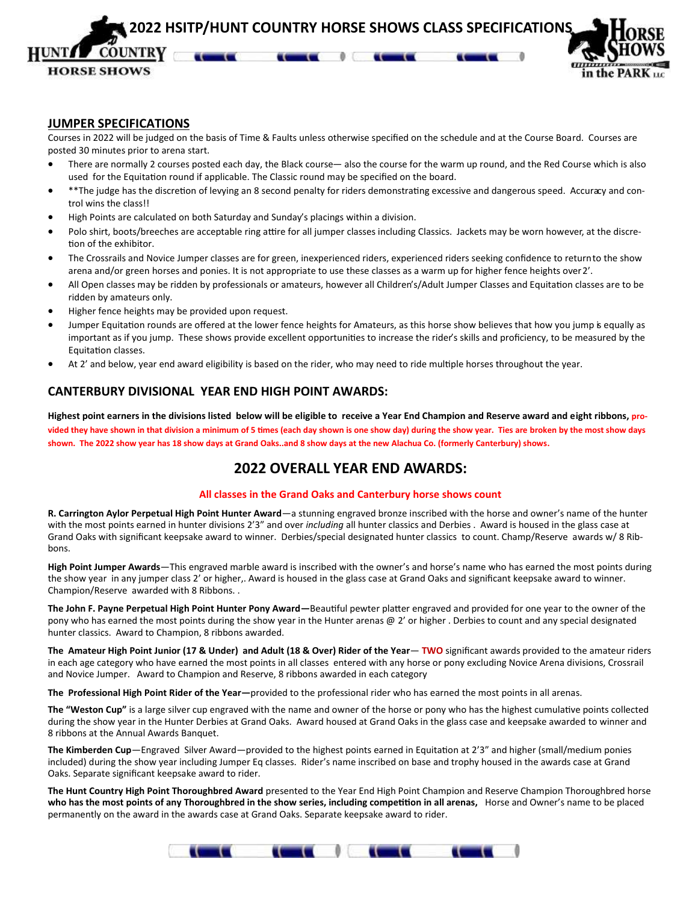# 2022 HSITP/HUNT COUNTRY HORSE SHOWS CLASS SPECIFICATIONS

## JUMPER SPECIFICATIONS

Courses in 2022 will be judged on the basis of Time & Faults unless otherwise specified on the schedule and at the Course Board. Courses are posted 30 minutes prior to arena start.

- There are normally 2 courses posted each day, the Black course— also the course for the warm up round, and the Red Course which is also used for the Equitation round if applicable. The Classic round may be specified on the board.
- **The judge has the discretion of levying an 8 second penalty for riders demonstrating excessive and dangerous speed. Accuracy and control wins the class!!
- High Points are calculated on both Saturday and Sunday's placings within a division.
- Polo shirt, boots/breeches are acceptable ring attire for all jumper classes including Classics. Jackets may be worn however, at the discretion of the exhibitor.
- The Crossrails and Novice Jumper classes are for green, inexperienced riders, experienced riders seeking confidence to return to the show arena and/or green horses and ponies. It is not appropriate to use these classes as a warm up for higher fence heights over 2'.
- All Open classes may be ridden by professionals or amateurs, however all Children's/Adult Jumper Classes and Equitation classes are to be ridden by amateurs only.
- Higher fence heights may be provided upon request.
- Jumper Equitation rounds are offered at the lower fence heights for Amateurs, as this horse show believes that how you jump is equally as important as if you jump. These shows provide excellent opportunities to increase the rider's skills and proficiency, to be measured by the Equitation classes.
- At 2' and below, year end award eligibility is based on the rider, who may need to ride multiple horses throughout the year.

## CANTERBURY DIVISIONAL YEAR END HIGH POINT AWARDS:

**Highest point earners in the divisions listed below will be eligible to receive a Year End Champion and Reserve award and eight ribbons, provided they have shown in that division a minimum of 5 times (each day shown is one show day) during the show year. Ties are broken by the most show days shown. The 2022 show year has 18 show days at Grand Oaks..and 8 show days at the new Alachua Co. (formerly Canterbury) shows.**

## 2022 OVERALL YEAR END AWARDS:

**All classes in the Grand Oaks and Canterbury horse shows count**

**R. Carrington Aylor Perpetual High Point Hunter Award**—a stunning engraved bronze inscribed with the horse and owner's name of the hunter with the most points earned in hunter divisions 2'3" and over *including* all hunter classics and Derbies . Award is housed in the glass case at Grand Oaks with significant keepsake award to winner. Derbies/special designated hunter classics to count. Champ/Reserve awards w/ 8 Ribbons.

**High Point Jumper Awards**—This engraved marble award is inscribed with the owner's and horse's name who has earned the most points during the show year in any jumper class 2' or higher,. Award is housed in the glass case at Grand Oaks and significant keepsake award to winner. Champion/Reserve awarded with 8 Ribbons. .

**The John F. Payne Perpetual High Point Hunter Pony Award—**Beautiful pewter platter engraved and provided for one year to the owner of the pony who has earned the most points during the show year in the Hunter arenas @ 2' or higher . Derbies to count and any special designated hunter classics. Award to Champion, 8 ribbons awarded.

**The Amateur High Point Junior (17 & Under) and Adult (18 & Over) Rider of the Year**— **TWO** significant awards provided to the amateur riders in each age category who have earned the most points in all classes entered with any horse or pony excluding Novice Arena divisions, Crossrail and Novice Jumper. Award to Champion and Reserve, 8 ribbons awarded in each category

**The Professional High Point Rider of the Year—**provided to the professional rider who has earned the most points in all arenas.

**The "Weston Cup"** is a large silver cup engraved with the name and owner of the horse or pony who has the highest cumulative points collected during the show year in the Hunter Derbies at Grand Oaks. Award housed at Grand Oaks in the glass case and keepsake awarded to winner and 8 ribbons at the Annual Awards Banquet.

**The Kimberden Cup**—Engraved Silver Award—provided to the highest points earned in Equitation at 2'3" and higher (small/medium ponies included) during the show year including Jumper Eq classes. Rider's name inscribed on base and trophy housed in the awards case at Grand Oaks. Separate significant keepsake award to rider.

**The Hunt Country High Point Thoroughbred Award** presented to the Year End High Point Champion and Reserve Champion Thoroughbred horse **who has the most points of any Thoroughbred in the show series, including competition in all arenas,** Horse and Owner's name to be placed permanently on the award in the awards case at Grand Oaks. Separate keepsake award to rider.